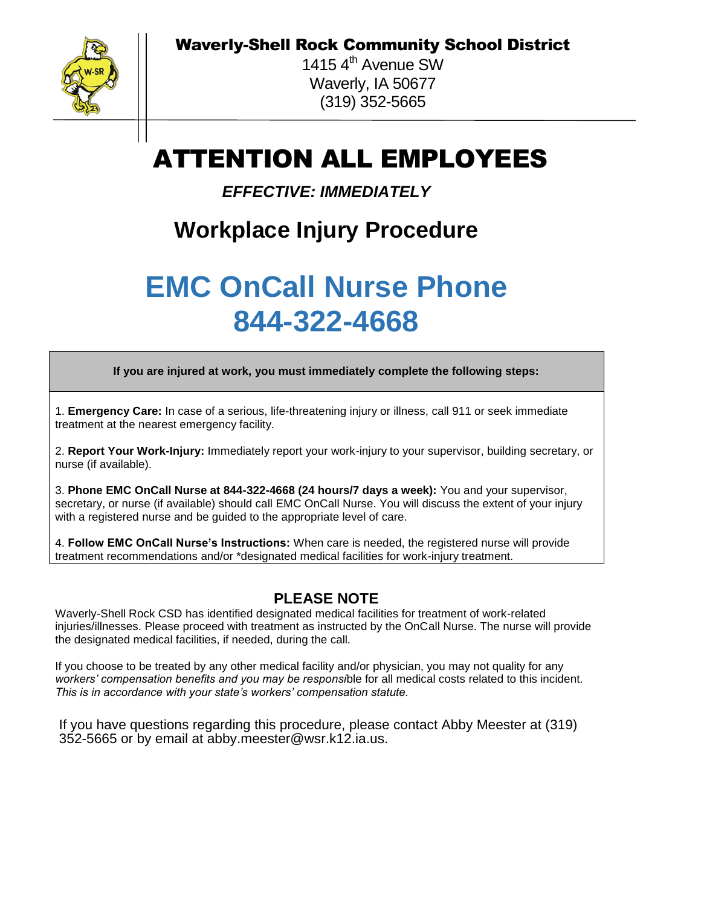**Waverly-Shell Rock Community School District**

1415 4th Avenue SW
Waverly, IA 50677
(319) 352-5665

# ATTENTION ALL EMPLOYEES

***EFFECTIVE: IMMEDIATELY***

## Workplace Injury Procedure

# EMC OnCall Nurse Phone 844-322-4668

**If you are injured at work, you must immediately complete the following steps:**

1. **Emergency Care:** In case of a serious, life-threatening injury or illness, call 911 or seek immediate treatment at the nearest emergency facility.

2. **Report Your Work-Injury:** Immediately report your work-injury to your supervisor, building secretary, or nurse (if available).

3. **Phone EMC OnCall Nurse at 844-322-4668 (24 hours/7 days a week):** You and your supervisor, secretary, or nurse (if available) should call EMC OnCall Nurse. You will discuss the extent of your injury with a registered nurse and be guided to the appropriate level of care.

4. **Follow EMC OnCall Nurse's Instructions:** When care is needed, the registered nurse will provide treatment recommendations and/or *designated medical facilities for work-injury treatment.

## PLEASE NOTE

Waverly-Shell Rock CSD has identified designated medical facilities for treatment of work-related injuries/illnesses. Please proceed with treatment as instructed by the OnCall Nurse. The nurse will provide the designated medical facilities, if needed, during the call.

If you choose to be treated by any other medical facility and/or physician, you may not quality for any *workers' compensation benefits and you may be responsi*ble for all medical costs related to this incident. *This is in accordance with your state's workers' compensation statute.*

If you have questions regarding this procedure, please contact Abby Meester at (319) 352-5665 or by email at abby.meester@wsr.k12.ia.us.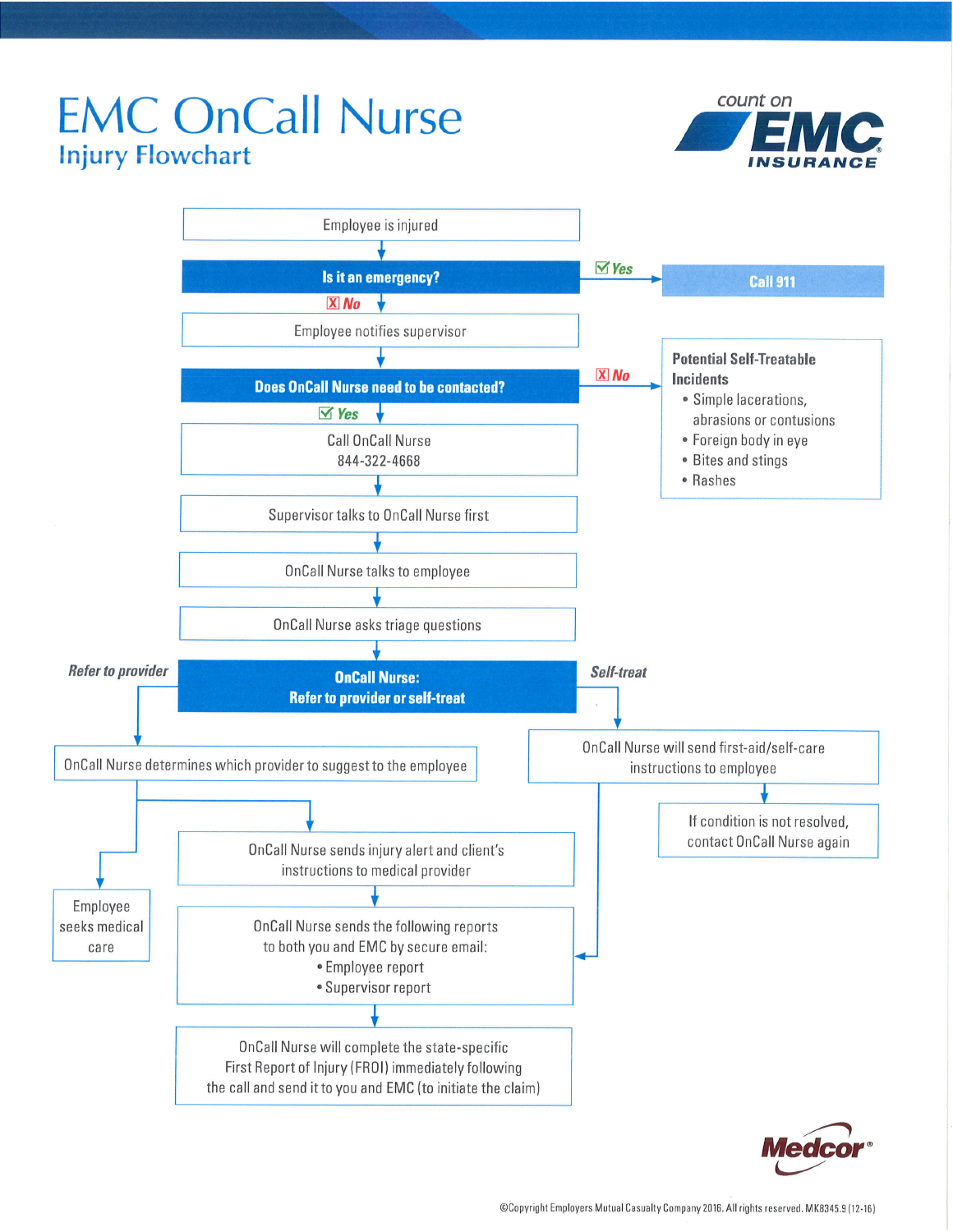# EMC OnCall Nurse

## Injury Flowchart

count on EMC INSURANCE

Employee is injured

**Is it an emergency?**

☑ *Yes* → **Call 911**

☒ *No*

Employee notifies supervisor

**Does OnCall Nurse need to be contacted?**

☒ *No* →

**Potential Self-Treatable Incidents**

- Simple lacerations, abrasions or contusions
- Foreign body in eye
- Bites and stings
- Rashes

☑ *Yes*

Call OnCall Nurse
844-322-4668

Supervisor talks to OnCall Nurse first

OnCall Nurse talks to employee

OnCall Nurse asks triage questions

**OnCall Nurse:**
**Refer to provider or self-treat**

*Refer to provider*

OnCall Nurse determines which provider to suggest to the employee

Employee seeks medical care

OnCall Nurse sends injury alert and client's instructions to medical provider

*Self-treat*

OnCall Nurse will send first-aid/self-care instructions to employee

If condition is not resolved, contact OnCall Nurse again

OnCall Nurse sends the following reports to both you and EMC by secure email:

- Employee report
- Supervisor report

OnCall Nurse will complete the state-specific First Report of Injury (FROI) immediately following the call and send it to you and EMC (to initiate the claim)

Medcor®

©Copyright Employers Mutual Casualty Company 2016. All rights reserved. MK8345.9 (12-16)